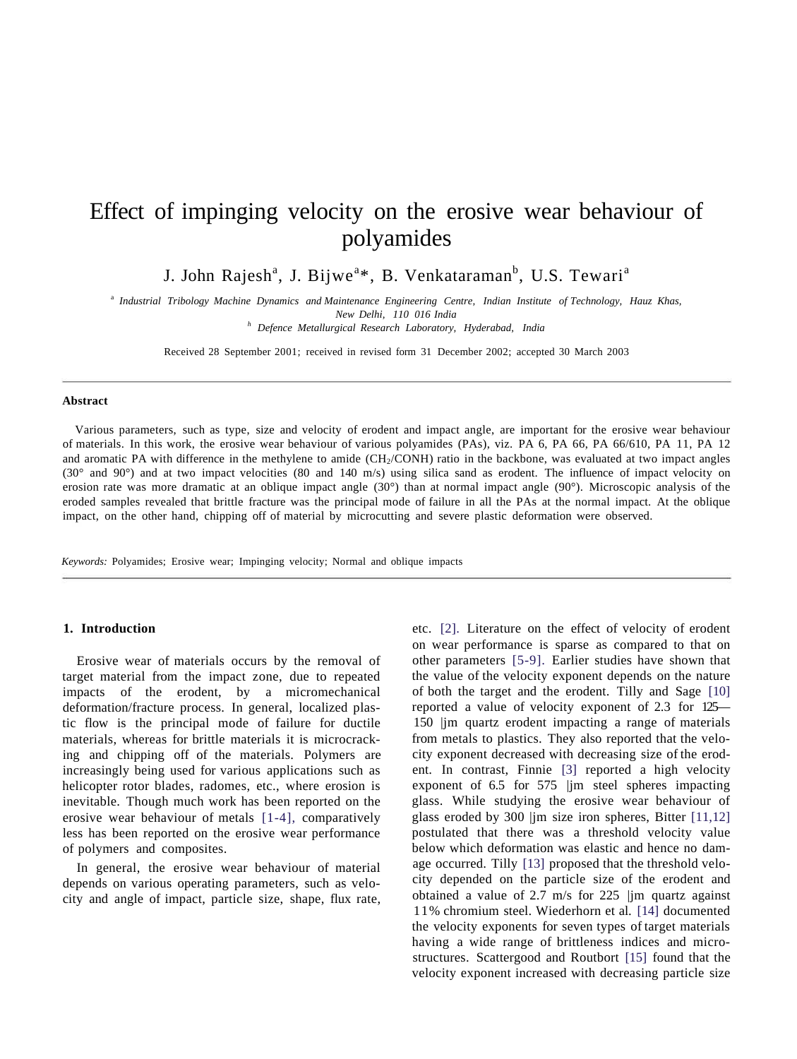# Effect of impinging velocity on the erosive wear behaviour of polyamides

J. John Rajesh[a], J. Bijwe[a]*, B. Venkataraman[b], U.S. Tewari[a]

[a] *Industrial Tribology Machine Dynamics and Maintenance Engineering Centre, Indian Institute of Technology, Hauz Khas, New Delhi, 110 016 India*

[b] *Defence Metallurgical Research Laboratory, Hyderabad, India*

Received 28 September 2001; received in revised form 31 December 2002; accepted 30 March 2003

## Abstract

Various parameters, such as type, size and velocity of erodent and impact angle, are important for the erosive wear behaviour of materials. In this work, the erosive wear behaviour of various polyamides (PAs), viz. PA 6, PA 66, PA 66/610, PA 11, PA 12 and aromatic PA with difference in the methylene to amide ($CH_2$/CONH) ratio in the backbone, was evaluated at two impact angles (30° and 90°) and at two impact velocities (80 and 140 m/s) using silica sand as erodent. The influence of impact velocity on erosion rate was more dramatic at an oblique impact angle (30°) than at normal impact angle (90°). Microscopic analysis of the eroded samples revealed that brittle fracture was the principal mode of failure in all the PAs at the normal impact. At the oblique impact, on the other hand, chipping off of material by microcutting and severe plastic deformation were observed.

*Keywords:* Polyamides; Erosive wear; Impinging velocity; Normal and oblique impacts

## 1. Introduction

Erosive wear of materials occurs by the removal of target material from the impact zone, due to repeated impacts of the erodent, by a micromechanical deformation/fracture process. In general, localized plastic flow is the principal mode of failure for ductile materials, whereas for brittle materials it is microcracking and chipping off of the materials. Polymers are increasingly being used for various applications such as helicopter rotor blades, radomes, etc., where erosion is inevitable. Though much work has been reported on the erosive wear behaviour of metals [1-4], comparatively less has been reported on the erosive wear performance of polymers and composites.

In general, the erosive wear behaviour of material depends on various operating parameters, such as velocity and angle of impact, particle size, shape, flux rate, etc. [2]. Literature on the effect of velocity of erodent on wear performance is sparse as compared to that on other parameters [5-9]. Earlier studies have shown that the value of the velocity exponent depends on the nature of both the target and the erodent. Tilly and Sage [10] reported a value of velocity exponent of 2.3 for 125–150 μm quartz erodent impacting a range of materials from metals to plastics. They also reported that the velocity exponent decreased with decreasing size of the erodent. In contrast, Finnie [3] reported a high velocity exponent of 6.5 for 575 μm steel spheres impacting glass. While studying the erosive wear behaviour of glass eroded by 300 μm size iron spheres, Bitter [11,12] postulated that there was a threshold velocity value below which deformation was elastic and hence no damage occurred. Tilly [13] proposed that the threshold velocity depended on the particle size of the erodent and obtained a value of 2.7 m/s for 225 μm quartz against 11% chromium steel. Wiederhorn et al. [14] documented the velocity exponents for seven types of target materials having a wide range of brittleness indices and microstructures. Scattergood and Routbort [15] found that the velocity exponent increased with decreasing particle size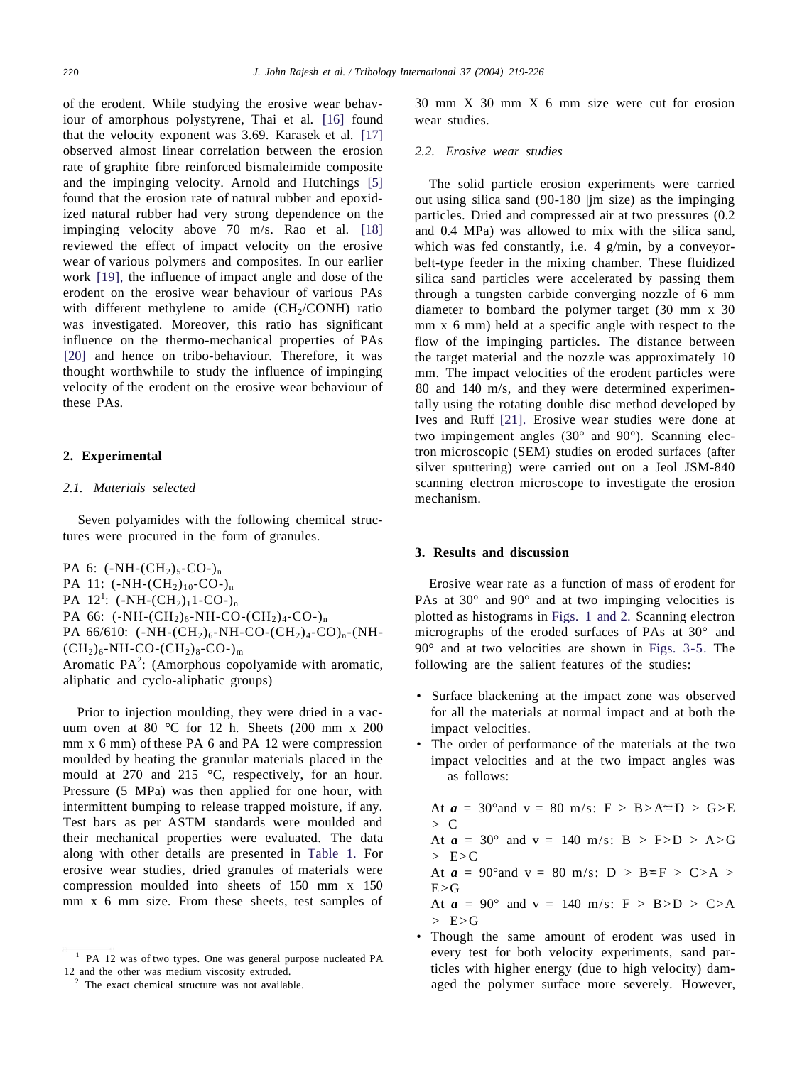of the erodent. While studying the erosive wear behaviour of amorphous polystyrene, Thai et al. [16] found that the velocity exponent was 3.69. Karasek et al. [17] observed almost linear correlation between the erosion rate of graphite fibre reinforced bismaleimide composite and the impinging velocity. Arnold and Hutchings [5] found that the erosion rate of natural rubber and epoxidized natural rubber had very strong dependence on the impinging velocity above 70 m/s. Rao et al. [18] reviewed the effect of impact velocity on the erosive wear of various polymers and composites. In our earlier work [19], the influence of impact angle and dose of the erodent on the erosive wear behaviour of various PAs with different methylene to amide ($CH_2$/CONH) ratio was investigated. Moreover, this ratio has significant influence on the thermo-mechanical properties of PAs [20] and hence on tribo-behaviour. Therefore, it was thought worthwhile to study the influence of impinging velocity of the erodent on the erosive wear behaviour of these PAs.

## 2. Experimental

### 2.1. Materials selected

Seven polyamides with the following chemical structures were procured in the form of granules.

PA 6: $(\text{-NH-}(CH_2)_5\text{-CO-})_n$
PA 11: $(\text{-NH-}(CH_2)_{10}\text{-CO-})_n$
PA 12[1]: $(\text{-NH-}(CH_2)_1 1\text{-CO-})_n$
PA 66: $(\text{-NH-}(CH_2)_6\text{-NH-CO-}(CH_2)_4\text{-CO-})_n$
PA 66/610: $(\text{-NH-}(CH_2)_6\text{-NH-CO-}(CH_2)_4\text{-CO})_n\text{-}(\text{NH-}(CH_2)_6\text{-NH-CO-}(CH_2)_8\text{-CO-})_m$
Aromatic PA[2]: (Amorphous copolyamide with aromatic, aliphatic and cyclo-aliphatic groups)

Prior to injection moulding, they were dried in a vacuum oven at 80 °C for 12 h. Sheets (200 mm x 200 mm x 6 mm) of these PA 6 and PA 12 were compression moulded by heating the granular materials placed in the mould at 270 and 215 °C, respectively, for an hour. Pressure (5 MPa) was then applied for one hour, with intermittent bumping to release trapped moisture, if any. Test bars as per ASTM standards were moulded and their mechanical properties were evaluated. The data along with other details are presented in Table 1. For erosive wear studies, dried granules of materials were compression moulded into sheets of 150 mm x 150 mm x 6 mm size. From these sheets, test samples of 30 mm X 30 mm X 6 mm size were cut for erosion wear studies.

[1] PA 12 was of two types. One was general purpose nucleated PA 12 and the other was medium viscosity extruded.

[2] The exact chemical structure was not available.

### 2.2. Erosive wear studies

The solid particle erosion experiments were carried out using silica sand (90-180 |jm size) as the impinging particles. Dried and compressed air at two pressures (0.2 and 0.4 MPa) was allowed to mix with the silica sand, which was fed constantly, i.e. 4 g/min, by a conveyor-belt-type feeder in the mixing chamber. These fluidized silica sand particles were accelerated by passing them through a tungsten carbide converging nozzle of 6 mm diameter to bombard the polymer target (30 mm x 30 mm x 6 mm) held at a specific angle with respect to the flow of the impinging particles. The distance between the target material and the nozzle was approximately 10 mm. The impact velocities of the erodent particles were 80 and 140 m/s, and they were determined experimentally using the rotating double disc method developed by Ives and Ruff [21]. Erosive wear studies were done at two impingement angles (30° and 90°). Scanning electron microscopic (SEM) studies on eroded surfaces (after silver sputtering) were carried out on a Jeol JSM-840 scanning electron microscope to investigate the erosion mechanism.

## 3. Results and discussion

Erosive wear rate as a function of mass of erodent for PAs at 30° and 90° and at two impinging velocities is plotted as histograms in Figs. 1 and 2. Scanning electron micrographs of the eroded surfaces of PAs at 30° and 90° and at two velocities are shown in Figs. 3-5. The following are the salient features of the studies:

- Surface blackening at the impact zone was observed for all the materials at normal impact and at both the impact velocities.
- The order of performance of the materials at the two impact velocities and at the two impact angles was as follows:

  At $\boldsymbol{a}$ = 30° and v = 80 m/s: F > B > A ≃ D > G > E > C
  At $\boldsymbol{a}$ = 30° and v = 140 m/s: B > F > D > A > G > E > C
  At $\boldsymbol{a}$ = 90° and v = 80 m/s: D > B ≃ F > C > A > E > G
  At $\boldsymbol{a}$ = 90° and v = 140 m/s: F > B > D > C > A > E > G
- Though the same amount of erodent was used in every test for both velocity experiments, sand particles with higher energy (due to high velocity) damaged the polymer surface more severely. However,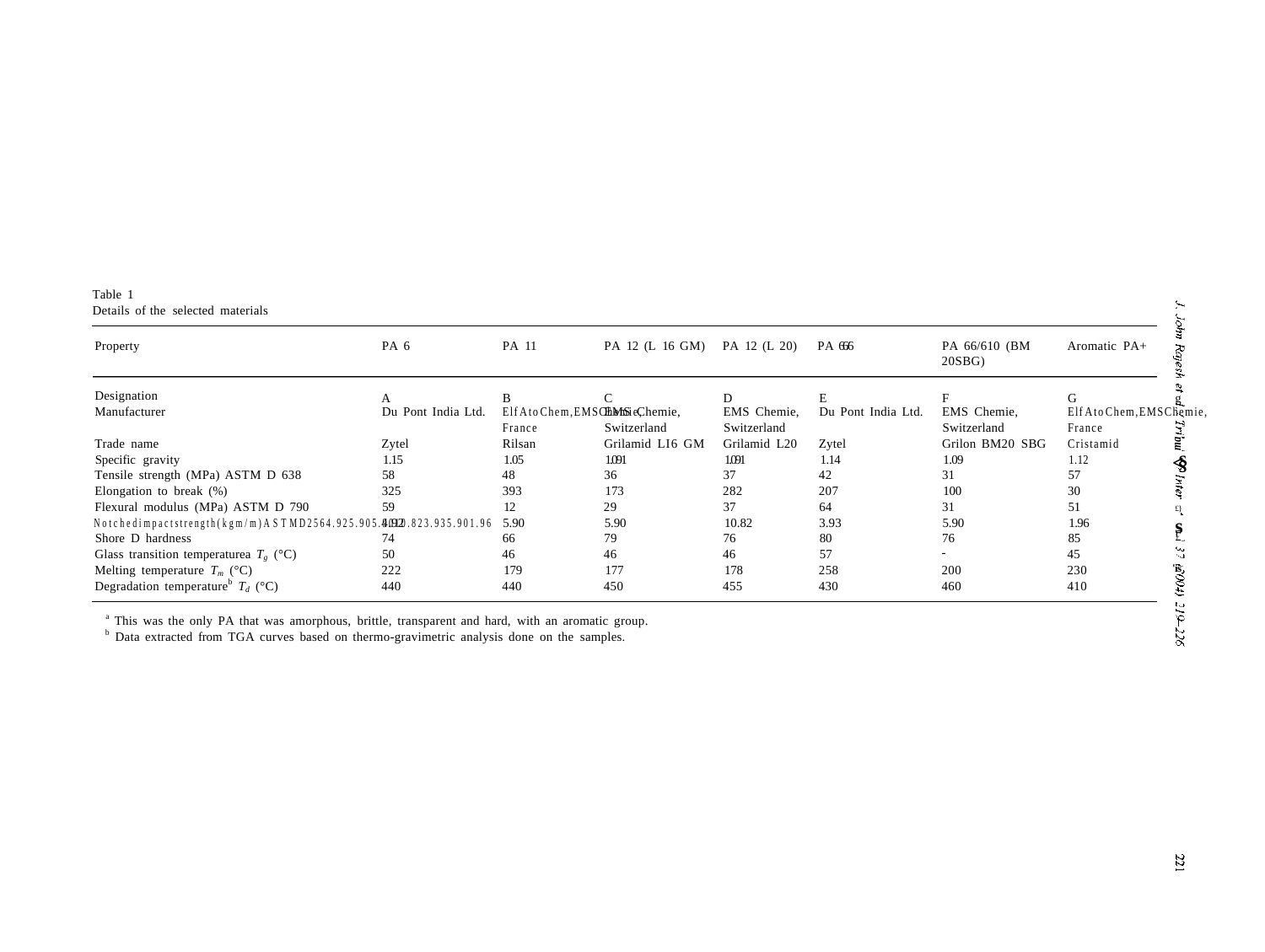Table 1
Details of the selected materials

| Property | PA 6 | PA 11 | PA 12 (L 16 GM) | PA 12 (L 20) | PA 666 | PA 66/610 (BM 20SBG) | Aromatic PA+ |
|---|---|---|---|---|---|---|---|
| Designation | A | B | C | D | E | F | G |
| Manufacturer | Du Pont India Ltd. | Elf Ato Chem, France | EMS Chemie, Switzerland | EMS Chemie, Switzerland | Du Pont India Ltd. | EMS Chemie, Switzerland | Elf Ato Chem, France |
| Trade name | Zytel | Rilsan | Grilamid LI6 GM | Grilamid L20 | Zytel | Grilon BM20 SBG | Cristamid |
| Specific gravity | 1.15 | 1.05 | 1.01 | 1.01 | 1.14 | 1.09 | 1.12 |
| Tensile strength (MPa) ASTM D 638 | 58 | 48 | 36 | 37 | 42 | 31 | 57 |
| Elongation to break (%) | 325 | 393 | 173 | 282 | 207 | 100 | 30 |
| Flexural modulus (MPa) ASTM D 790 | 59 | 12 | 29 | 37 | 64 | 31 | 51 |
| Notched impact strength (kgm/m) ASTM D256 | 4.92 | 5.90 | 5.90 | 10.82 | 3.93 | 5.90 | 1.96 |
| Shore D hardness | 74 | 66 | 79 | 76 | 80 | 76 | 85 |
| Glass transition temperature[a] $T_g$ (°C) | 50 | 46 | 46 | 46 | 57 | - | 45 |
| Melting temperature $T_m$ (°C) | 222 | 179 | 177 | 178 | 258 | 200 | 230 |
| Degradation temperature[b] $T_d$ (°C) | 440 | 440 | 450 | 455 | 430 | 460 | 410 |

[a] This was the only PA that was amorphous, brittle, transparent and hard, with an aromatic group.
[b] Data extracted from TGA curves based on thermo-gravimetric analysis done on the samples.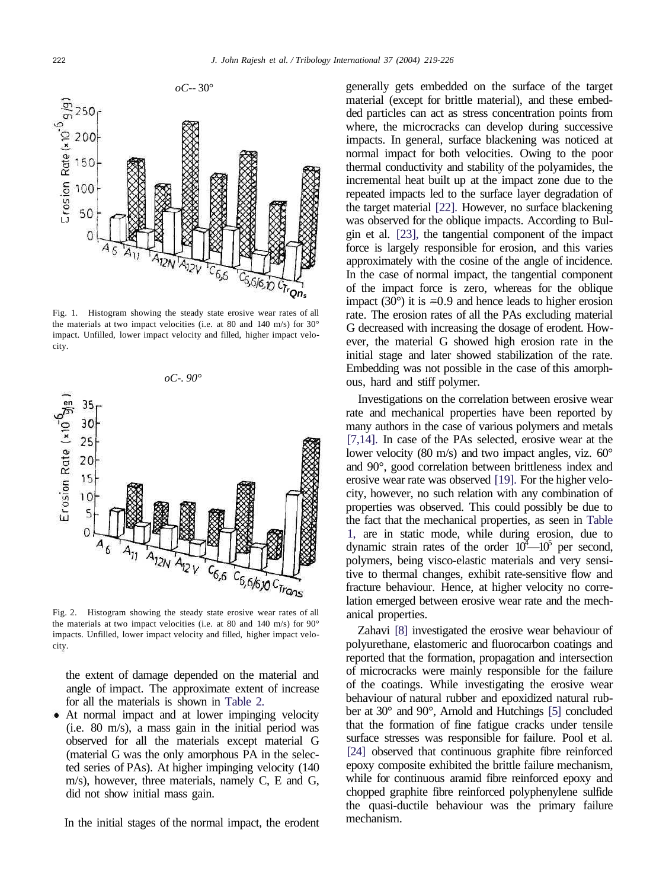Fig. 1. Histogram showing the steady state erosive wear rates of all the materials at two impact velocities (i.e. at 80 and 140 m/s) for 30° impact. Unfilled, lower impact velocity and filled, higher impact velocity.

Fig. 2. Histogram showing the steady state erosive wear rates of all the materials at two impact velocities (i.e. at 80 and 140 m/s) for 90° impacts. Unfilled, lower impact velocity and filled, higher impact velocity.

the extent of damage depended on the material and angle of impact. The approximate extent of increase for all the materials is shown in Table 2.

- At normal impact and at lower impinging velocity (i.e. 80 m/s), a mass gain in the initial period was observed for all the materials except material G (material G was the only amorphous PA in the selected series of PAs). At higher impinging velocity (140 m/s), however, three materials, namely C, E and G, did not show initial mass gain.

In the initial stages of the normal impact, the erodent generally gets embedded on the surface of the target material (except for brittle material), and these embedded particles can act as stress concentration points from where, the microcracks can develop during successive impacts. In general, surface blackening was noticed at normal impact for both velocities. Owing to the poor thermal conductivity and stability of the polyamides, the incremental heat built up at the impact zone due to the repeated impacts led to the surface layer degradation of the target material [22]. However, no surface blackening was observed for the oblique impacts. According to Bulgin et al. [23], the tangential component of the impact force is largely responsible for erosion, and this varies approximately with the cosine of the angle of incidence. In the case of normal impact, the tangential component of the impact force is zero, whereas for the oblique impact (30°) it is ≈0.9 and hence leads to higher erosion rate. The erosion rates of all the PAs excluding material G decreased with increasing the dosage of erodent. However, the material G showed high erosion rate in the initial stage and later showed stabilization of the rate. Embedding was not possible in the case of this amorphous, hard and stiff polymer.

Investigations on the correlation between erosive wear rate and mechanical properties have been reported by many authors in the case of various polymers and metals [7,14]. In case of the PAs selected, erosive wear at the lower velocity (80 m/s) and two impact angles, viz. 60° and 90°, good correlation between brittleness index and erosive wear rate was observed [19]. For the higher velocity, however, no such relation with any combination of properties was observed. This could possibly be due to the fact that the mechanical properties, as seen in Table 1, are in static mode, while during erosion, due to dynamic strain rates of the order $10^4$—$10^5$ per second, polymers, being visco-elastic materials and very sensitive to thermal changes, exhibit rate-sensitive flow and fracture behaviour. Hence, at higher velocity no correlation emerged between erosive wear rate and the mechanical properties.

Zahavi [8] investigated the erosive wear behaviour of polyurethane, elastomeric and fluorocarbon coatings and reported that the formation, propagation and intersection of microcracks were mainly responsible for the failure of the coatings. While investigating the erosive wear behaviour of natural rubber and epoxidized natural rubber at 30° and 90°, Arnold and Hutchings [5] concluded that the formation of fine fatigue cracks under tensile surface stresses was responsible for failure. Pool et al. [24] observed that continuous graphite fibre reinforced epoxy composite exhibited the brittle failure mechanism, while for continuous aramid fibre reinforced epoxy and chopped graphite fibre reinforced polyphenylene sulfide the quasi-ductile behaviour was the primary failure mechanism.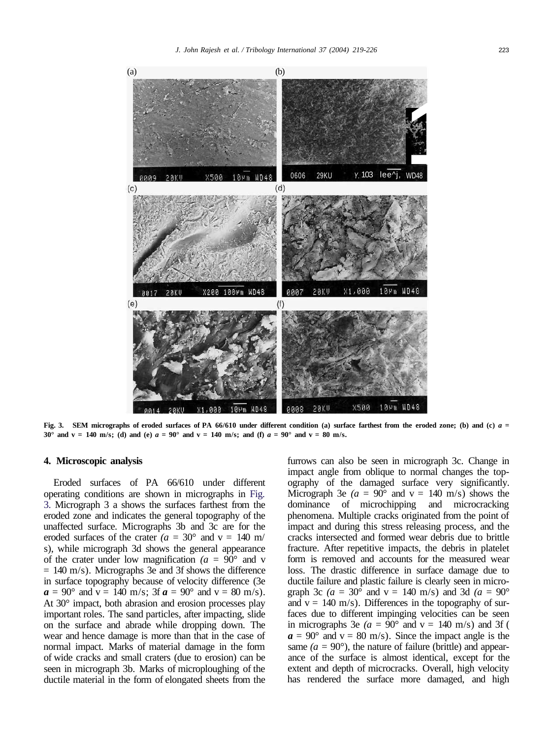Fig. 3. SEM micrographs of eroded surfaces of PA 66/610 under different condition (a) surface farthest from the eroded zone; (b) and (c) $a$ = 30° and v = 140 m/s; (d) and (e) $a$ = 90° and v = 140 m/s; and (f) $a$ = 90° and v = 80 m/s.

## 4. Microscopic analysis

Eroded surfaces of PA 66/610 under different operating conditions are shown in micrographs in Fig. 3. Micrograph 3 a shows the surfaces farthest from the eroded zone and indicates the general topography of the unaffected surface. Micrographs 3b and 3c are for the eroded surfaces of the crater ($a$ = 30° and v = 140 m/s), while micrograph 3d shows the general appearance of the crater under low magnification ($a$ = 90° and v = 140 m/s). Micrographs 3e and 3f shows the difference in surface topography because of velocity difference (3e $\boldsymbol{a}$ = 90° and v = 140 m/s; 3f $\boldsymbol{a}$ = 90° and v = 80 m/s). At 30° impact, both abrasion and erosion processes play important roles. The sand particles, after impacting, slide on the surface and abrade while dropping down. The wear and hence damage is more than that in the case of normal impact. Marks of material damage in the form of wide cracks and small craters (due to erosion) can be seen in micrograph 3b. Marks of microploughing of the ductile material in the form of elongated sheets from the furrows can also be seen in micrograph 3c. Change in impact angle from oblique to normal changes the topography of the damaged surface very significantly. Micrograph 3e ($a$ = 90° and v = 140 m/s) shows the dominance of microchipping and microcracking phenomena. Multiple cracks originated from the point of impact and during this stress releasing process, and the cracks intersected and formed wear debris due to brittle fracture. After repetitive impacts, the debris in platelet form is removed and accounts for the measured wear loss. The drastic difference in surface damage due to ductile failure and plastic failure is clearly seen in micrograph 3c ($a$ = 30° and v = 140 m/s) and 3d ($a$ = 90° and v = 140 m/s). Differences in the topography of surfaces due to different impinging velocities can be seen in micrographs 3e ($a$ = 90° and v = 140 m/s) and 3f ($\boldsymbol{a}$ = 90° and v = 80 m/s). Since the impact angle is the same ($a$ = 90°), the nature of failure (brittle) and appearance of the surface is almost identical, except for the extent and depth of microcracks. Overall, high velocity has rendered the surface more damaged, and high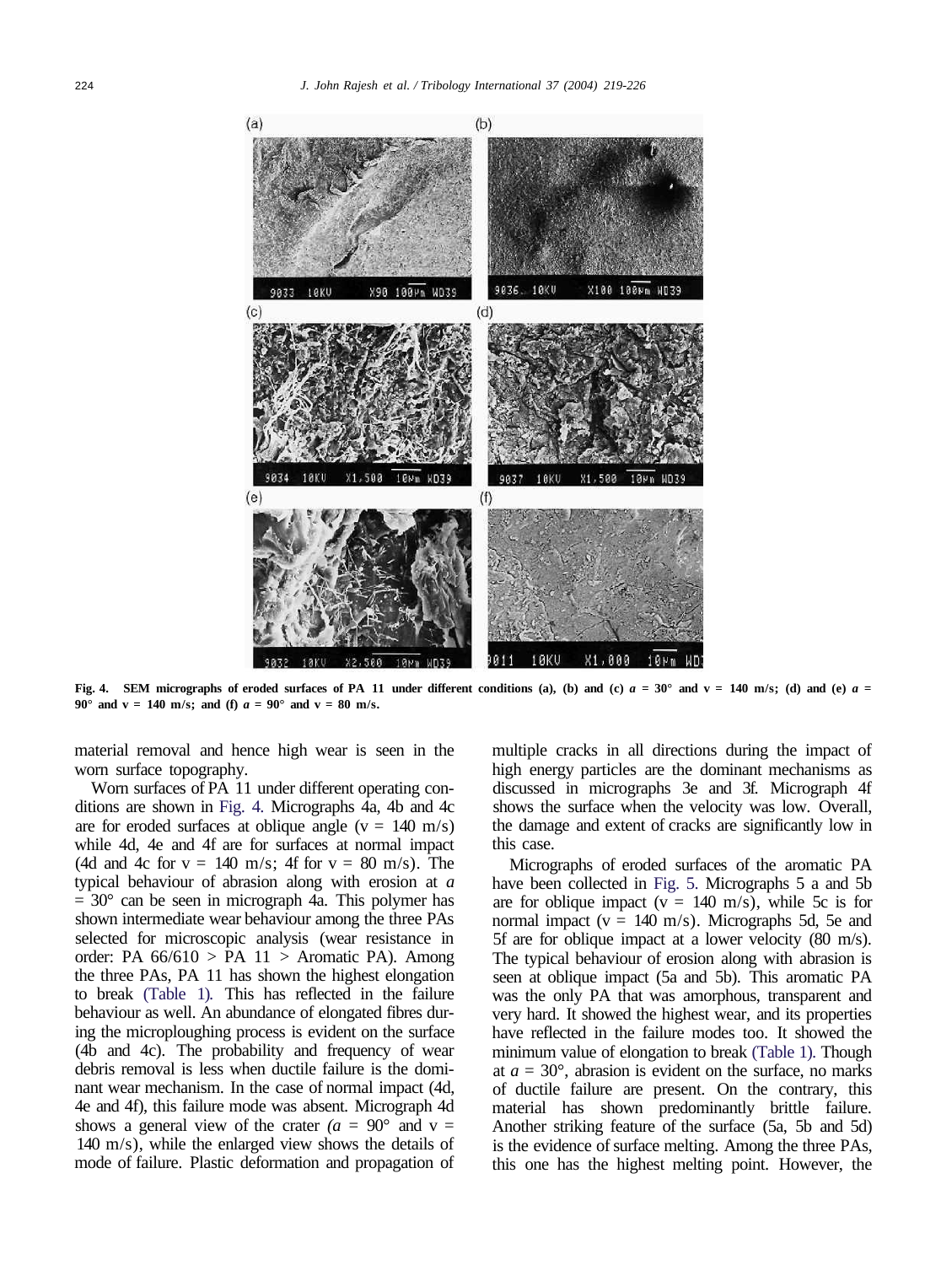Fig. 4. SEM micrographs of eroded surfaces of PA 11 under different conditions (a), (b) and (c) $a = 30°$ and $v = 140$ m/s; (d) and (e) $a = 90°$ and $v = 140$ m/s; and (f) $a = 90°$ and $v = 80$ m/s.

material removal and hence high wear is seen in the worn surface topography.

Worn surfaces of PA 11 under different operating conditions are shown in Fig. 4. Micrographs 4a, 4b and 4c are for eroded surfaces at oblique angle ($v = 140$ m/s) while 4d, 4e and 4f are for surfaces at normal impact (4d and 4c for $v = 140$ m/s; 4f for $v = 80$ m/s). The typical behaviour of abrasion along with erosion at $a = 30°$ can be seen in micrograph 4a. This polymer has shown intermediate wear behaviour among the three PAs selected for microscopic analysis (wear resistance in order: PA 66/610 > PA 11 > Aromatic PA). Among the three PAs, PA 11 has shown the highest elongation to break (Table 1). This has reflected in the failure behaviour as well. An abundance of elongated fibres during the microploughing process is evident on the surface (4b and 4c). The probability and frequency of wear debris removal is less when ductile failure is the dominant wear mechanism. In the case of normal impact (4d, 4e and 4f), this failure mode was absent. Micrograph 4d shows a general view of the crater ($a = 90°$ and $v = 140$ m/s), while the enlarged view shows the details of mode of failure. Plastic deformation and propagation of multiple cracks in all directions during the impact of high energy particles are the dominant mechanisms as discussed in micrographs 3e and 3f. Micrograph 4f shows the surface when the velocity was low. Overall, the damage and extent of cracks are significantly low in this case.

Micrographs of eroded surfaces of the aromatic PA have been collected in Fig. 5. Micrographs 5 a and 5b are for oblique impact ($v = 140$ m/s), while 5c is for normal impact ($v = 140$ m/s). Micrographs 5d, 5e and 5f are for oblique impact at a lower velocity (80 m/s). The typical behaviour of erosion along with abrasion is seen at oblique impact (5a and 5b). This aromatic PA was the only PA that was amorphous, transparent and very hard. It showed the highest wear, and its properties have reflected in the failure modes too. It showed the minimum value of elongation to break (Table 1). Though at $a = 30°$, abrasion is evident on the surface, no marks of ductile failure are present. On the contrary, this material has shown predominantly brittle failure. Another striking feature of the surface (5a, 5b and 5d) is the evidence of surface melting. Among the three PAs, this one has the highest melting point. However, the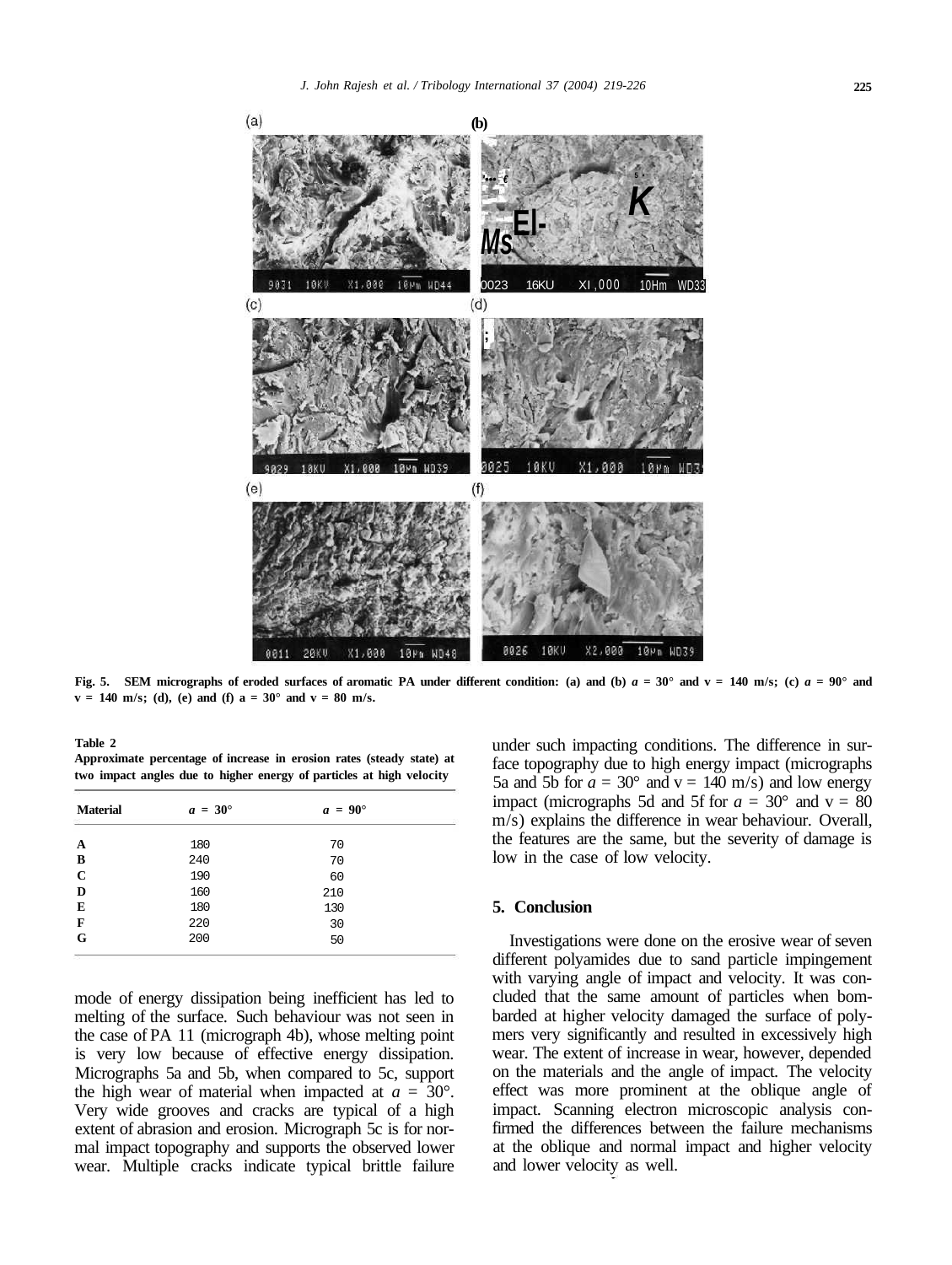Fig. 5. SEM micrographs of eroded surfaces of aromatic PA under different condition: (a) and (b) $a = 30°$ and $v = 140$ m/s; (c) $a = 90°$ and $v = 140$ m/s; (d), (e) and (f) $a = 30°$ and $v = 80$ m/s.

**Table 2**
**Approximate percentage of increase in erosion rates (steady state) at two impact angles due to higher energy of particles at high velocity**

| Material | $a = 30°$ | $a = 90°$ |
|---|---|---|
| A | 180 | 70 |
| B | 240 | 70 |
| C | 190 | 60 |
| D | 160 | 210 |
| E | 180 | 130 |
| F | 220 | 30 |
| G | 200 | 50 |

mode of energy dissipation being inefficient has led to melting of the surface. Such behaviour was not seen in the case of PA 11 (micrograph 4b), whose melting point is very low because of effective energy dissipation. Micrographs 5a and 5b, when compared to 5c, support the high wear of material when impacted at $a = 30°$. Very wide grooves and cracks are typical of a high extent of abrasion and erosion. Micrograph 5c is for normal impact topography and supports the observed lower wear. Multiple cracks indicate typical brittle failure under such impacting conditions. The difference in surface topography due to high energy impact (micrographs 5a and 5b for $a = 30°$ and $v = 140$ m/s) and low energy impact (micrographs 5d and 5f for $a = 30°$ and $v = 80$ m/s) explains the difference in wear behaviour. Overall, the features are the same, but the severity of damage is low in the case of low velocity.

## 5. Conclusion

Investigations were done on the erosive wear of seven different polyamides due to sand particle impingement with varying angle of impact and velocity. It was concluded that the same amount of particles when bombarded at higher velocity damaged the surface of polymers very significantly and resulted in excessively high wear. The extent of increase in wear, however, depended on the materials and the angle of impact. The velocity effect was more prominent at the oblique angle of impact. Scanning electron microscopic analysis confirmed the differences between the failure mechanisms at the oblique and normal impact and higher velocity and lower velocity as well.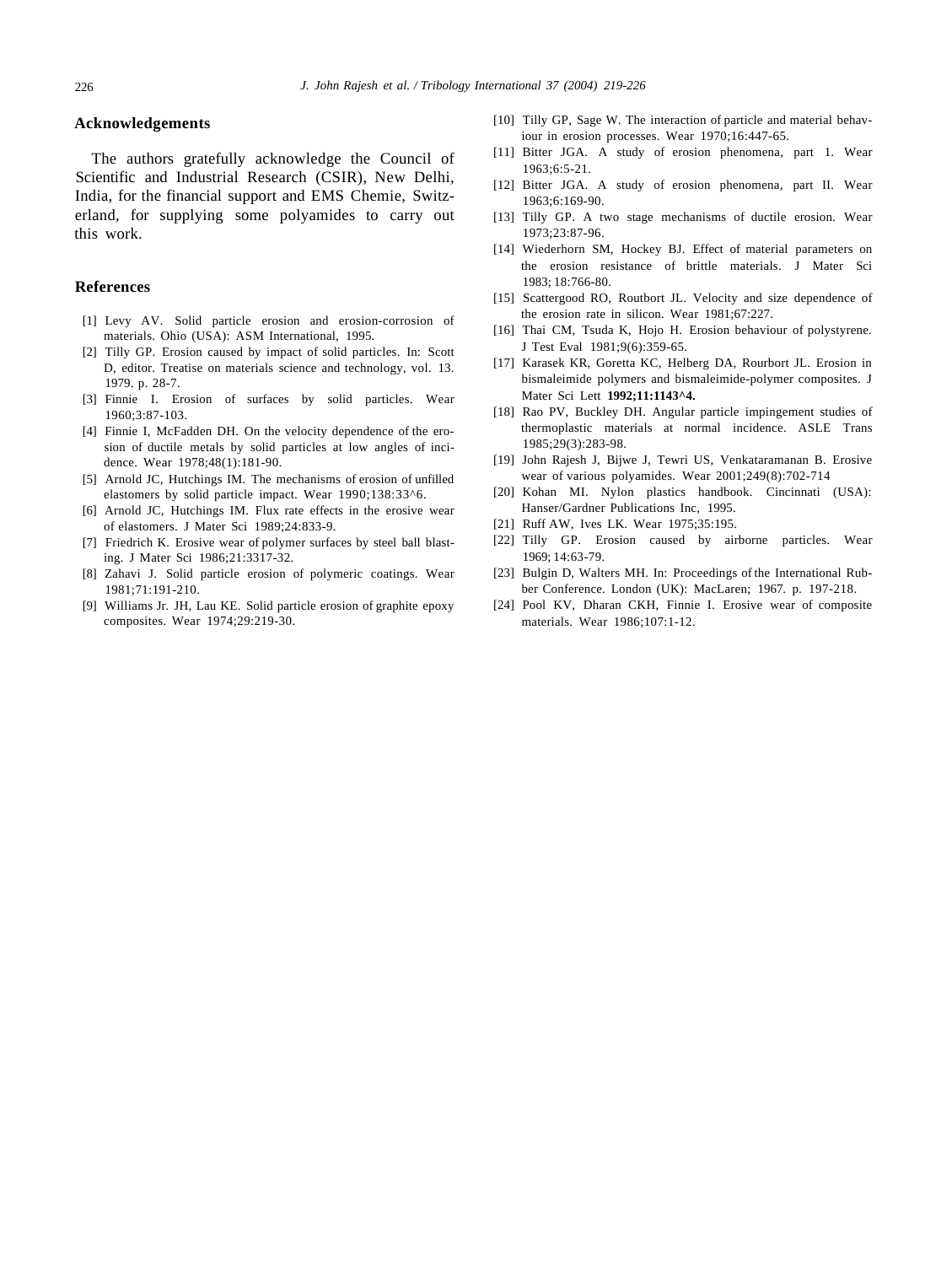## Acknowledgements

The authors gratefully acknowledge the Council of Scientific and Industrial Research (CSIR), New Delhi, India, for the financial support and EMS Chemie, Switzerland, for supplying some polyamides to carry out this work.

## References

[1] Levy AV. Solid particle erosion and erosion-corrosion of materials. Ohio (USA): ASM International, 1995.

[2] Tilly GP. Erosion caused by impact of solid particles. In: Scott D, editor. Treatise on materials science and technology, vol. 13. 1979. p. 28-7.

[3] Finnie I. Erosion of surfaces by solid particles. Wear 1960;3:87-103.

[4] Finnie I, McFadden DH. On the velocity dependence of the erosion of ductile metals by solid particles at low angles of incidence. Wear 1978;48(1):181-90.

[5] Arnold JC, Hutchings IM. The mechanisms of erosion of unfilled elastomers by solid particle impact. Wear 1990;138:33^6.

[6] Arnold JC, Hutchings IM. Flux rate effects in the erosive wear of elastomers. J Mater Sci 1989;24:833-9.

[7] Friedrich K. Erosive wear of polymer surfaces by steel ball blasting. J Mater Sci 1986;21:3317-32.

[8] Zahavi J. Solid particle erosion of polymeric coatings. Wear 1981;71:191-210.

[9] Williams Jr. JH, Lau KE. Solid particle erosion of graphite epoxy composites. Wear 1974;29:219-30.

[10] Tilly GP, Sage W. The interaction of particle and material behaviour in erosion processes. Wear 1970;16:447-65.

[11] Bitter JGA. A study of erosion phenomena, part 1. Wear 1963;6:5-21.

[12] Bitter JGA. A study of erosion phenomena, part II. Wear 1963;6:169-90.

[13] Tilly GP. A two stage mechanisms of ductile erosion. Wear 1973;23:87-96.

[14] Wiederhorn SM, Hockey BJ. Effect of material parameters on the erosion resistance of brittle materials. J Mater Sci 1983; 18:766-80.

[15] Scattergood RO, Routbort JL. Velocity and size dependence of the erosion rate in silicon. Wear 1981;67:227.

[16] Thai CM, Tsuda K, Hojo H. Erosion behaviour of polystyrene. J Test Eval 1981;9(6):359-65.

[17] Karasek KR, Goretta KC, Helberg DA, Rourbort JL. Erosion in bismaleimide polymers and bismaleimide-polymer composites. J Mater Sci Lett **1992;11:1143^4.**

[18] Rao PV, Buckley DH. Angular particle impingement studies of thermoplastic materials at normal incidence. ASLE Trans 1985;29(3):283-98.

[19] John Rajesh J, Bijwe J, Tewri US, Venkataramanan B. Erosive wear of various polyamides. Wear 2001;249(8):702-714

[20] Kohan MI. Nylon plastics handbook. Cincinnati (USA): Hanser/Gardner Publications Inc, 1995.

[21] Ruff AW, Ives LK. Wear 1975;35:195.

[22] Tilly GP. Erosion caused by airborne particles. Wear 1969; 14:63-79.

[23] Bulgin D, Walters MH. In: Proceedings of the International Rubber Conference. London (UK): MacLaren; 1967. p. 197-218.

[24] Pool KV, Dharan CKH, Finnie I. Erosive wear of composite materials. Wear 1986;107:1-12.